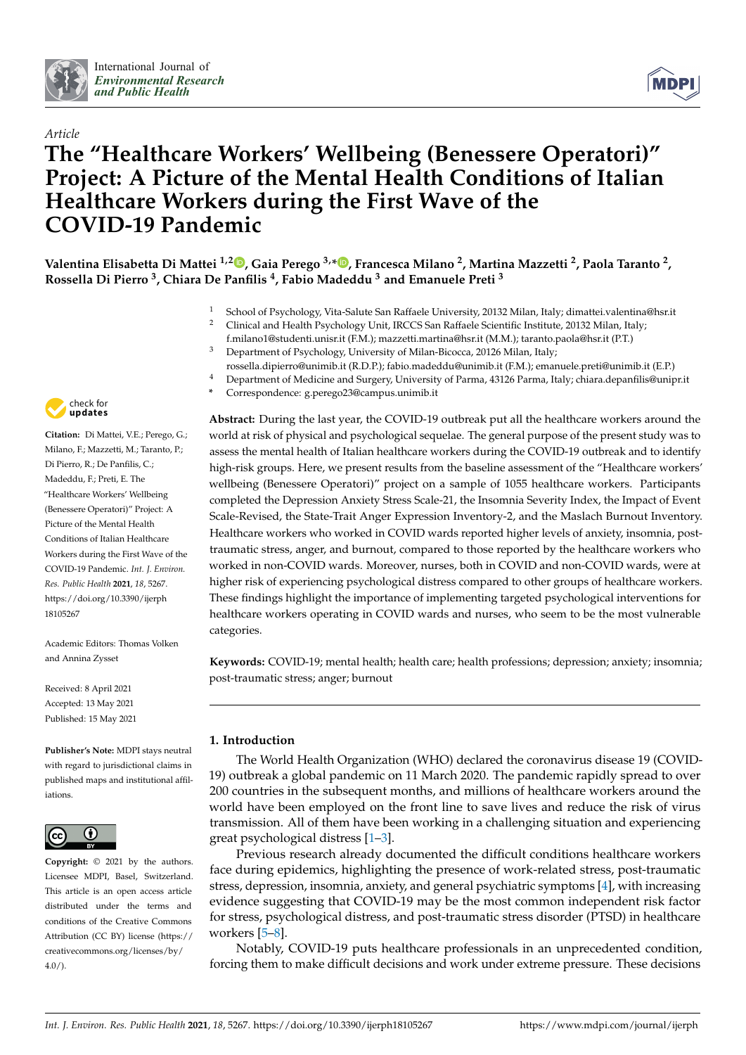Article

# The "Healthcare Workers' Wellbeing (Benessere Operatori)" Project: A Picture of the Mental Health Conditions of Italian Healthcare Workers during the First Wave of the COVID-19 Pandemic

**Valentina Elisabetta Di Mattei [1,2], Gaia Perego [3,*], Francesca Milano [2], Martina Mazzetti [2], Paola Taranto [2], Rossella Di Pierro [3], Chiara De Panfilis [4], Fabio Madeddu [3] and Emanuele Preti [3]**

[1] School of Psychology, Vita-Salute San Raffaele University, 20132 Milan, Italy; dimattei.valentina@hsr.it
[2] Clinical and Health Psychology Unit, IRCCS San Raffaele Scientific Institute, 20132 Milan, Italy; f.milano1@studenti.unisr.it (F.M.); mazzetti.martina@hsr.it (M.M.); taranto.paola@hsr.it (P.T.)
[3] Department of Psychology, University of Milan-Bicocca, 20126 Milan, Italy; rossella.dipierro@unimib.it (R.D.P.); fabio.madeddu@unimib.it (F.M.); emanuele.preti@unimib.it (E.P.)
[4] Department of Medicine and Surgery, University of Parma, 43126 Parma, Italy; chiara.depanfilis@unipr.it
* Correspondence: g.perego23@campus.unimib.it

**Citation:** Di Mattei, V.E.; Perego, G.; Milano, F.; Mazzetti, M.; Taranto, P.; Di Pierro, R.; De Panfilis, C.; Madeddu, F.; Preti, E. The "Healthcare Workers' Wellbeing (Benessere Operatori)" Project: A Picture of the Mental Health Conditions of Italian Healthcare Workers during the First Wave of the COVID-19 Pandemic. *Int. J. Environ. Res. Public Health* **2021**, *18*, 5267. https://doi.org/10.3390/ijerph18105267

Academic Editors: Thomas Volken and Annina Zysset

Received: 8 April 2021
Accepted: 13 May 2021
Published: 15 May 2021

**Publisher's Note:** MDPI stays neutral with regard to jurisdictional claims in published maps and institutional affiliations.

**Copyright:** © 2021 by the authors. Licensee MDPI, Basel, Switzerland. This article is an open access article distributed under the terms and conditions of the Creative Commons Attribution (CC BY) license (https://creativecommons.org/licenses/by/4.0/).

**Abstract:** During the last year, the COVID-19 outbreak put all the healthcare workers around the world at risk of physical and psychological sequelae. The general purpose of the present study was to assess the mental health of Italian healthcare workers during the COVID-19 outbreak and to identify high-risk groups. Here, we present results from the baseline assessment of the "Healthcare workers' wellbeing (Benessere Operatori)" project on a sample of 1055 healthcare workers. Participants completed the Depression Anxiety Stress Scale-21, the Insomnia Severity Index, the Impact of Event Scale-Revised, the State-Trait Anger Expression Inventory-2, and the Maslach Burnout Inventory. Healthcare workers who worked in COVID wards reported higher levels of anxiety, insomnia, post-traumatic stress, anger, and burnout, compared to those reported by the healthcare workers who worked in non-COVID wards. Moreover, nurses, both in COVID and non-COVID wards, were at higher risk of experiencing psychological distress compared to other groups of healthcare workers. These findings highlight the importance of implementing targeted psychological interventions for healthcare workers operating in COVID wards and nurses, who seem to be the most vulnerable categories.

**Keywords:** COVID-19; mental health; health care; health professions; depression; anxiety; insomnia; post-traumatic stress; anger; burnout

## 1. Introduction

The World Health Organization (WHO) declared the coronavirus disease 19 (COVID-19) outbreak a global pandemic on 11 March 2020. The pandemic rapidly spread to over 200 countries in the subsequent months, and millions of healthcare workers around the world have been employed on the front line to save lives and reduce the risk of virus transmission. All of them have been working in a challenging situation and experiencing great psychological distress [1–3].

Previous research already documented the difficult conditions healthcare workers face during epidemics, highlighting the presence of work-related stress, post-traumatic stress, depression, insomnia, anxiety, and general psychiatric symptoms [4], with increasing evidence suggesting that COVID-19 may be the most common independent risk factor for stress, psychological distress, and post-traumatic stress disorder (PTSD) in healthcare workers [5–8].

Notably, COVID-19 puts healthcare professionals in an unprecedented condition, forcing them to make difficult decisions and work under extreme pressure. These decisions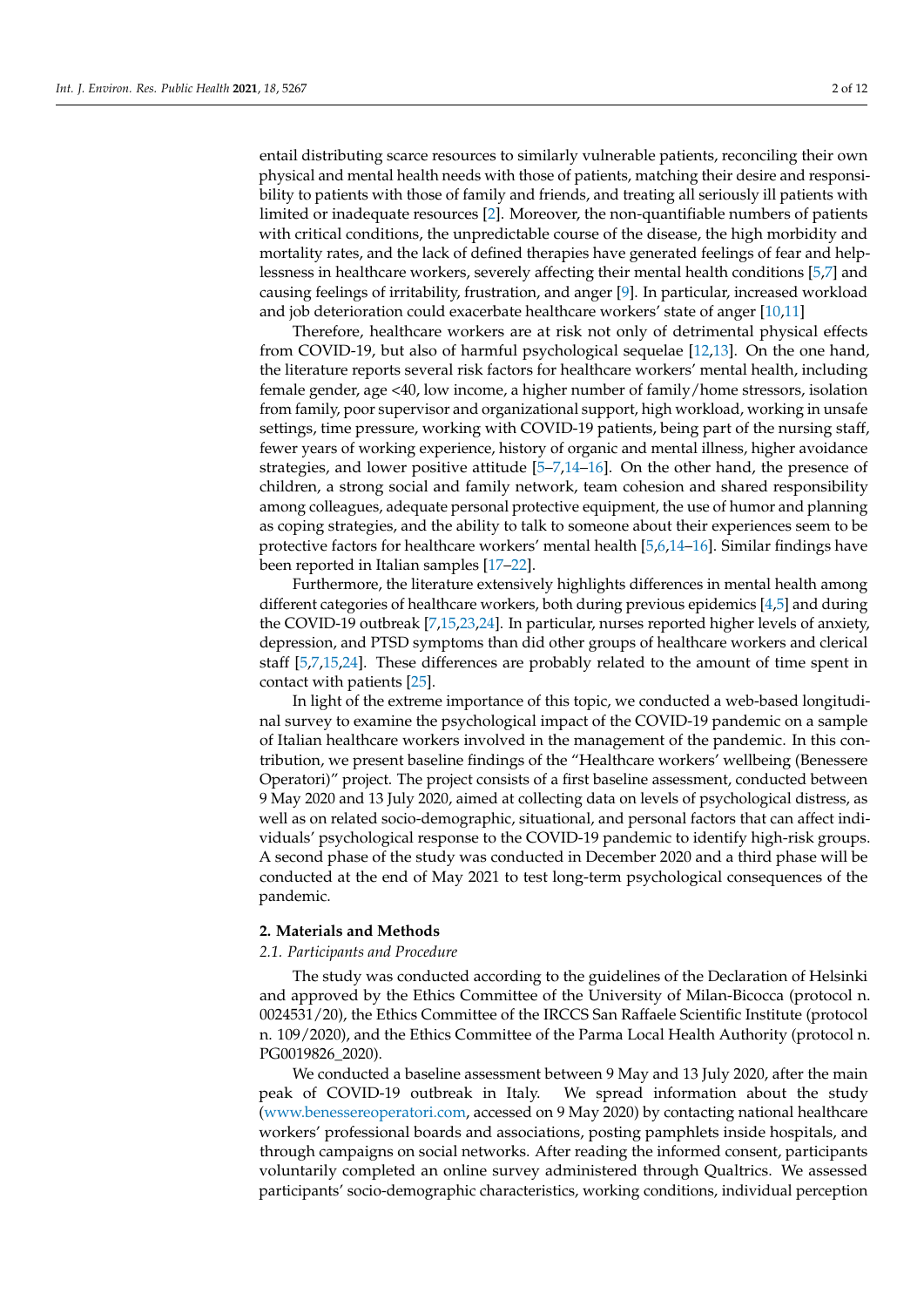entail distributing scarce resources to similarly vulnerable patients, reconciling their own physical and mental health needs with those of patients, matching their desire and responsibility to patients with those of family and friends, and treating all seriously ill patients with limited or inadequate resources [2]. Moreover, the non-quantifiable numbers of patients with critical conditions, the unpredictable course of the disease, the high morbidity and mortality rates, and the lack of defined therapies have generated feelings of fear and helplessness in healthcare workers, severely affecting their mental health conditions [5,7] and causing feelings of irritability, frustration, and anger [9]. In particular, increased workload and job deterioration could exacerbate healthcare workers' state of anger [10,11]

Therefore, healthcare workers are at risk not only of detrimental physical effects from COVID-19, but also of harmful psychological sequelae [12,13]. On the one hand, the literature reports several risk factors for healthcare workers' mental health, including female gender, age <40, low income, a higher number of family/home stressors, isolation from family, poor supervisor and organizational support, high workload, working in unsafe settings, time pressure, working with COVID-19 patients, being part of the nursing staff, fewer years of working experience, history of organic and mental illness, higher avoidance strategies, and lower positive attitude [5–7,14–16]. On the other hand, the presence of children, a strong social and family network, team cohesion and shared responsibility among colleagues, adequate personal protective equipment, the use of humor and planning as coping strategies, and the ability to talk to someone about their experiences seem to be protective factors for healthcare workers' mental health [5,6,14–16]. Similar findings have been reported in Italian samples [17–22].

Furthermore, the literature extensively highlights differences in mental health among different categories of healthcare workers, both during previous epidemics [4,5] and during the COVID-19 outbreak [7,15,23,24]. In particular, nurses reported higher levels of anxiety, depression, and PTSD symptoms than did other groups of healthcare workers and clerical staff [5,7,15,24]. These differences are probably related to the amount of time spent in contact with patients [25].

In light of the extreme importance of this topic, we conducted a web-based longitudinal survey to examine the psychological impact of the COVID-19 pandemic on a sample of Italian healthcare workers involved in the management of the pandemic. In this contribution, we present baseline findings of the "Healthcare workers' wellbeing (Benessere Operatori)" project. The project consists of a first baseline assessment, conducted between 9 May 2020 and 13 July 2020, aimed at collecting data on levels of psychological distress, as well as on related socio-demographic, situational, and personal factors that can affect individuals' psychological response to the COVID-19 pandemic to identify high-risk groups. A second phase of the study was conducted in December 2020 and a third phase will be conducted at the end of May 2021 to test long-term psychological consequences of the pandemic.

## 2. Materials and Methods

### *2.1. Participants and Procedure*

The study was conducted according to the guidelines of the Declaration of Helsinki and approved by the Ethics Committee of the University of Milan-Bicocca (protocol n. 0024531/20), the Ethics Committee of the IRCCS San Raffaele Scientific Institute (protocol n. 109/2020), and the Ethics Committee of the Parma Local Health Authority (protocol n. PG0019826_2020).

We conducted a baseline assessment between 9 May and 13 July 2020, after the main peak of COVID-19 outbreak in Italy. We spread information about the study (www.benessereoperatori.com, accessed on 9 May 2020) by contacting national healthcare workers' professional boards and associations, posting pamphlets inside hospitals, and through campaigns on social networks. After reading the informed consent, participants voluntarily completed an online survey administered through Qualtrics. We assessed participants' socio-demographic characteristics, working conditions, individual perception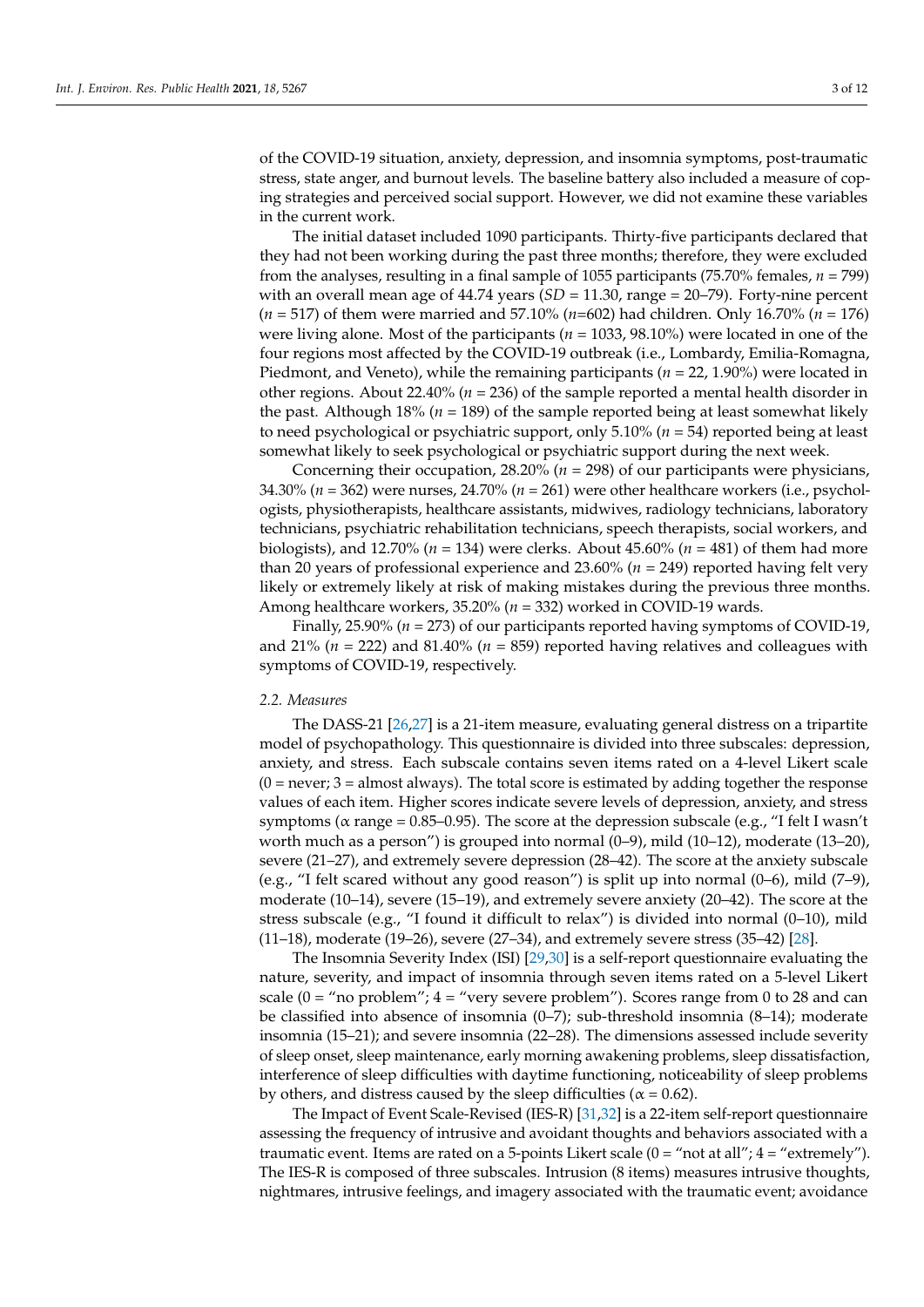of the COVID-19 situation, anxiety, depression, and insomnia symptoms, post-traumatic stress, state anger, and burnout levels. The baseline battery also included a measure of coping strategies and perceived social support. However, we did not examine these variables in the current work.

The initial dataset included 1090 participants. Thirty-five participants declared that they had not been working during the past three months; therefore, they were excluded from the analyses, resulting in a final sample of 1055 participants (75.70% females, $n = 799$) with an overall mean age of 44.74 years ($SD = 11.30$, range = 20–79). Forty-nine percent ($n = 517$) of them were married and 57.10% ($n$=602) had children. Only 16.70% ($n = 176$) were living alone. Most of the participants ($n = 1033$, 98.10%) were located in one of the four regions most affected by the COVID-19 outbreak (i.e., Lombardy, Emilia-Romagna, Piedmont, and Veneto), while the remaining participants ($n = 22$, 1.90%) were located in other regions. About 22.40% ($n = 236$) of the sample reported a mental health disorder in the past. Although 18% ($n = 189$) of the sample reported being at least somewhat likely to need psychological or psychiatric support, only 5.10% ($n = 54$) reported being at least somewhat likely to seek psychological or psychiatric support during the next week.

Concerning their occupation, 28.20% ($n = 298$) of our participants were physicians, 34.30% ($n = 362$) were nurses, 24.70% ($n = 261$) were other healthcare workers (i.e., psychologists, physiotherapists, healthcare assistants, midwives, radiology technicians, laboratory technicians, psychiatric rehabilitation technicians, speech therapists, social workers, and biologists), and 12.70% ($n = 134$) were clerks. About 45.60% ($n = 481$) of them had more than 20 years of professional experience and 23.60% ($n = 249$) reported having felt very likely or extremely likely at risk of making mistakes during the previous three months. Among healthcare workers, 35.20% ($n = 332$) worked in COVID-19 wards.

Finally, 25.90% ($n = 273$) of our participants reported having symptoms of COVID-19, and 21% ($n = 222$) and 81.40% ($n = 859$) reported having relatives and colleagues with symptoms of COVID-19, respectively.

### 2.2. Measures

The DASS-21 [26,27] is a 21-item measure, evaluating general distress on a tripartite model of psychopathology. This questionnaire is divided into three subscales: depression, anxiety, and stress. Each subscale contains seven items rated on a 4-level Likert scale (0 = never; 3 = almost always). The total score is estimated by adding together the response values of each item. Higher scores indicate severe levels of depression, anxiety, and stress symptoms (α range = 0.85–0.95). The score at the depression subscale (e.g., "I felt I wasn't worth much as a person") is grouped into normal (0–9), mild (10–12), moderate (13–20), severe (21–27), and extremely severe depression (28–42). The score at the anxiety subscale (e.g., "I felt scared without any good reason") is split up into normal (0–6), mild (7–9), moderate (10–14), severe (15–19), and extremely severe anxiety (20–42). The score at the stress subscale (e.g., "I found it difficult to relax") is divided into normal (0–10), mild (11–18), moderate (19–26), severe (27–34), and extremely severe stress (35–42) [28].

The Insomnia Severity Index (ISI) [29,30] is a self-report questionnaire evaluating the nature, severity, and impact of insomnia through seven items rated on a 5-level Likert scale (0 = "no problem"; 4 = "very severe problem"). Scores range from 0 to 28 and can be classified into absence of insomnia (0–7); sub-threshold insomnia (8–14); moderate insomnia (15–21); and severe insomnia (22–28). The dimensions assessed include severity of sleep onset, sleep maintenance, early morning awakening problems, sleep dissatisfaction, interference of sleep difficulties with daytime functioning, noticeability of sleep problems by others, and distress caused by the sleep difficulties (α = 0.62).

The Impact of Event Scale-Revised (IES-R) [31,32] is a 22-item self-report questionnaire assessing the frequency of intrusive and avoidant thoughts and behaviors associated with a traumatic event. Items are rated on a 5-points Likert scale (0 = "not at all"; 4 = "extremely"). The IES-R is composed of three subscales. Intrusion (8 items) measures intrusive thoughts, nightmares, intrusive feelings, and imagery associated with the traumatic event; avoidance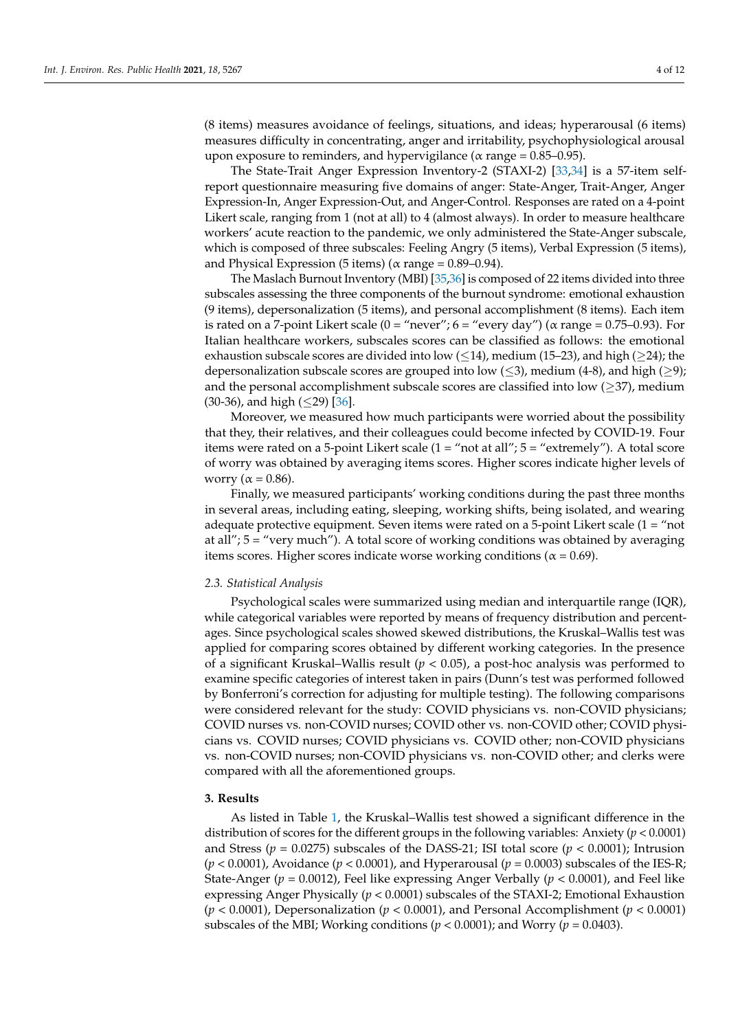(8 items) measures avoidance of feelings, situations, and ideas; hyperarousal (6 items) measures difficulty in concentrating, anger and irritability, psychophysiological arousal upon exposure to reminders, and hypervigilance (α range = 0.85–0.95).

The State-Trait Anger Expression Inventory-2 (STAXI-2) [33,34] is a 57-item self-report questionnaire measuring five domains of anger: State-Anger, Trait-Anger, Anger Expression-In, Anger Expression-Out, and Anger-Control. Responses are rated on a 4-point Likert scale, ranging from 1 (not at all) to 4 (almost always). In order to measure healthcare workers' acute reaction to the pandemic, we only administered the State-Anger subscale, which is composed of three subscales: Feeling Angry (5 items), Verbal Expression (5 items), and Physical Expression (5 items) (α range = 0.89–0.94).

The Maslach Burnout Inventory (MBI) [35,36] is composed of 22 items divided into three subscales assessing the three components of the burnout syndrome: emotional exhaustion (9 items), depersonalization (5 items), and personal accomplishment (8 items). Each item is rated on a 7-point Likert scale (0 = "never"; 6 = "every day") (α range = 0.75–0.93). For Italian healthcare workers, subscales scores can be classified as follows: the emotional exhaustion subscale scores are divided into low (≤14), medium (15–23), and high (≥24); the depersonalization subscale scores are grouped into low (≤3), medium (4-8), and high (≥9); and the personal accomplishment subscale scores are classified into low (≥37), medium (30-36), and high (≤29) [36].

Moreover, we measured how much participants were worried about the possibility that they, their relatives, and their colleagues could become infected by COVID-19. Four items were rated on a 5-point Likert scale (1 = "not at all"; 5 = "extremely"). A total score of worry was obtained by averaging items scores. Higher scores indicate higher levels of worry (α = 0.86).

Finally, we measured participants' working conditions during the past three months in several areas, including eating, sleeping, working shifts, being isolated, and wearing adequate protective equipment. Seven items were rated on a 5-point Likert scale (1 = "not at all"; 5 = "very much"). A total score of working conditions was obtained by averaging items scores. Higher scores indicate worse working conditions (α = 0.69).

### *2.3. Statistical Analysis*

Psychological scales were summarized using median and interquartile range (IQR), while categorical variables were reported by means of frequency distribution and percentages. Since psychological scales showed skewed distributions, the Kruskal–Wallis test was applied for comparing scores obtained by different working categories. In the presence of a significant Kruskal–Wallis result ($p < 0.05$), a post-hoc analysis was performed to examine specific categories of interest taken in pairs (Dunn's test was performed followed by Bonferroni's correction for adjusting for multiple testing). The following comparisons were considered relevant for the study: COVID physicians vs. non-COVID physicians; COVID nurses vs. non-COVID nurses; COVID other vs. non-COVID other; COVID physicians vs. COVID nurses; COVID physicians vs. COVID other; non-COVID physicians vs. non-COVID nurses; non-COVID physicians vs. non-COVID other; and clerks were compared with all the aforementioned groups.

## **3. Results**

As listed in Table 1, the Kruskal–Wallis test showed a significant difference in the distribution of scores for the different groups in the following variables: Anxiety ($p < 0.0001$) and Stress ($p = 0.0275$) subscales of the DASS-21; ISI total score ($p < 0.0001$); Intrusion ($p < 0.0001$), Avoidance ($p < 0.0001$), and Hyperarousal ($p = 0.0003$) subscales of the IES-R; State-Anger ($p = 0.0012$), Feel like expressing Anger Verbally ($p < 0.0001$), and Feel like expressing Anger Physically ($p < 0.0001$) subscales of the STAXI-2; Emotional Exhaustion ($p < 0.0001$), Depersonalization ($p < 0.0001$), and Personal Accomplishment ($p < 0.0001$) subscales of the MBI; Working conditions ($p < 0.0001$); and Worry ($p = 0.0403$).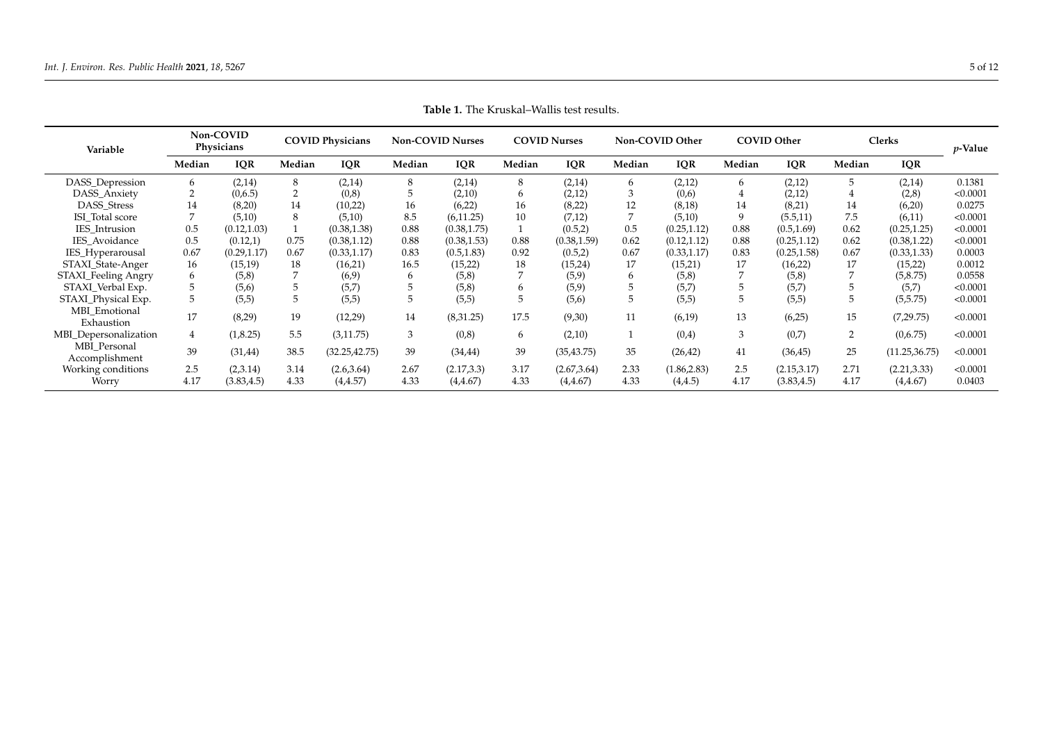**Table 1.** The Kruskal–Wallis test results.

| Variable | Non-COVID Physicians | | COVID Physicians | | Non-COVID Nurses | | COVID Nurses | | Non-COVID Other | | COVID Other | | Clerks | | *p*-Value |
|---|---|---|---|---|---|---|---|---|---|---|---|---|---|---|---|
| | Median | IQR | Median | IQR | Median | IQR | Median | IQR | Median | IQR | Median | IQR | Median | IQR | |
| DASS_Depression | 6 | (2,14) | 8 | (2,14) | 8 | (2,14) | 8 | (2,14) | 6 | (2,12) | 6 | (2,12) | 5 | (2,14) | 0.1381 |
| DASS_Anxiety | 2 | (0,6.5) | 2 | (0,8) | 5 | (2,10) | 6 | (2,12) | 3 | (0,6) | 4 | (2,12) | 4 | (2,8) | <0.0001 |
| DASS_Stress | 14 | (8,20) | 14 | (10,22) | 16 | (6,22) | 16 | (8,22) | 12 | (8,18) | 14 | (8,21) | 14 | (6,20) | 0.0275 |
| ISI_Total score | 7 | (5,10) | 8 | (5,10) | 8.5 | (6,11.25) | 10 | (7,12) | 7 | (5,10) | 9 | (5.5,11) | 7.5 | (6,11) | <0.0001 |
| IES_Intrusion | 0.5 | (0.12,1.03) | 1 | (0.38,1.38) | 0.88 | (0.38,1.75) | 1 | (0.5,2) | 0.5 | (0.25,1.12) | 0.88 | (0.5,1.69) | 0.62 | (0.25,1.25) | <0.0001 |
| IES_Avoidance | 0.5 | (0.12,1) | 0.75 | (0.38,1.12) | 0.88 | (0.38,1.53) | 0.88 | (0.38,1.59) | 0.62 | (0.12,1.12) | 0.88 | (0.25,1.12) | 0.62 | (0.38,1.22) | <0.0001 |
| IES_Hyperarousal | 0.67 | (0.29,1.17) | 0.67 | (0.33,1.17) | 0.83 | (0.5,1.83) | 0.92 | (0.5,2) | 0.67 | (0.33,1.17) | 0.83 | (0.25,1.58) | 0.67 | (0.33,1.33) | 0.0003 |
| STAXI_State-Anger | 16 | (15,19) | 18 | (16,21) | 16.5 | (15,22) | 18 | (15,24) | 17 | (15,21) | 17 | (16,22) | 17 | (15,22) | 0.0012 |
| STAXI_Feeling Angry | 6 | (5,8) | 7 | (6,9) | 6 | (5,8) | 7 | (5,9) | 6 | (5,8) | 7 | (5,8) | 7 | (5,8.75) | 0.0558 |
| STAXI_Verbal Exp. | 5 | (5,6) | 5 | (5,7) | 5 | (5,8) | 6 | (5,9) | 5 | (5,7) | 5 | (5,7) | 5 | (5,7) | <0.0001 |
| STAXI_Physical Exp. | 5 | (5,5) | 5 | (5,5) | 5 | (5,5) | 5 | (5,6) | 5 | (5,5) | 5 | (5,5) | 5 | (5,5.75) | <0.0001 |
| MBI_Emotional Exhaustion | 17 | (8,29) | 19 | (12,29) | 14 | (8,31.25) | 17.5 | (9,30) | 11 | (6,19) | 13 | (6,25) | 15 | (7,29.75) | <0.0001 |
| MBI_Depersonalization | 4 | (1,8.25) | 5.5 | (3,11.75) | 3 | (0,8) | 6 | (2,10) | 1 | (0,4) | 3 | (0,7) | 2 | (0,6.75) | <0.0001 |
| MBI_Personal Accomplishment | 39 | (31,44) | 38.5 | (32.25,42.75) | 39 | (34,44) | 39 | (35,43.75) | 35 | (26,42) | 41 | (36,45) | 25 | (11.25,36.75) | <0.0001 |
| Working conditions | 2.5 | (2,3.14) | 3.14 | (2.6,3.64) | 2.67 | (2.17,3.3) | 3.17 | (2.67,3.64) | 2.33 | (1.86,2.83) | 2.5 | (2.15,3.17) | 2.71 | (2.21,3.33) | <0.0001 |
| Worry | 4.17 | (3.83,4.5) | 4.33 | (4,4.57) | 4.33 | (4,4.67) | 4.33 | (4,4.67) | 4.33 | (4,4.5) | 4.17 | (3.83,4.5) | 4.17 | (4,4.67) | 0.0403 |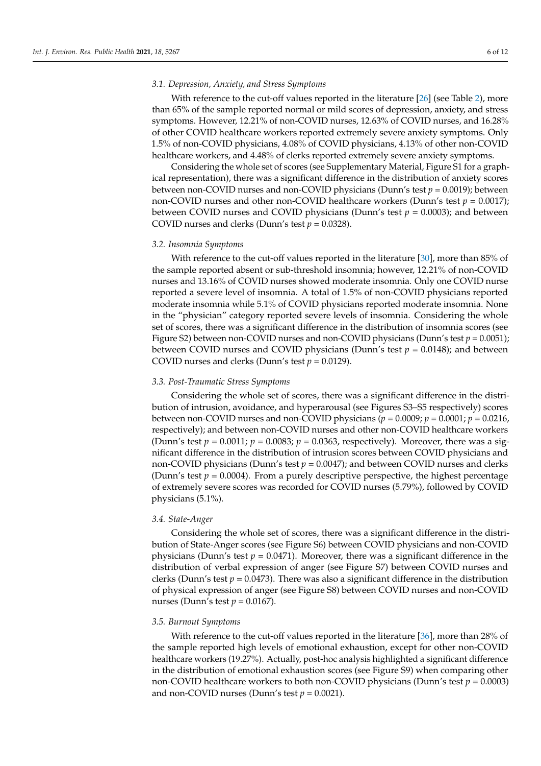### 3.1. Depression, Anxiety, and Stress Symptoms

With reference to the cut-off values reported in the literature [26] (see Table 2), more than 65% of the sample reported normal or mild scores of depression, anxiety, and stress symptoms. However, 12.21% of non-COVID nurses, 12.63% of COVID nurses, and 16.28% of other COVID healthcare workers reported extremely severe anxiety symptoms. Only 1.5% of non-COVID physicians, 4.08% of COVID physicians, 4.13% of other non-COVID healthcare workers, and 4.48% of clerks reported extremely severe anxiety symptoms.

Considering the whole set of scores (see Supplementary Material, Figure S1 for a graphical representation), there was a significant difference in the distribution of anxiety scores between non-COVID nurses and non-COVID physicians (Dunn's test $p = 0.0019$); between non-COVID nurses and other non-COVID healthcare workers (Dunn's test $p = 0.0017$); between COVID nurses and COVID physicians (Dunn's test $p = 0.0003$); and between COVID nurses and clerks (Dunn's test $p = 0.0328$).

### 3.2. Insomnia Symptoms

With reference to the cut-off values reported in the literature [30], more than 85% of the sample reported absent or sub-threshold insomnia; however, 12.21% of non-COVID nurses and 13.16% of COVID nurses showed moderate insomnia. Only one COVID nurse reported a severe level of insomnia. A total of 1.5% of non-COVID physicians reported moderate insomnia while 5.1% of COVID physicians reported moderate insomnia. None in the "physician" category reported severe levels of insomnia. Considering the whole set of scores, there was a significant difference in the distribution of insomnia scores (see Figure S2) between non-COVID nurses and non-COVID physicians (Dunn's test $p = 0.0051$); between COVID nurses and COVID physicians (Dunn's test $p = 0.0148$); and between COVID nurses and clerks (Dunn's test $p = 0.0129$).

### 3.3. Post-Traumatic Stress Symptoms

Considering the whole set of scores, there was a significant difference in the distribution of intrusion, avoidance, and hyperarousal (see Figures S3–S5 respectively) scores between non-COVID nurses and non-COVID physicians ($p = 0.0009$; $p = 0.0001$; $p = 0.0216$, respectively); and between non-COVID nurses and other non-COVID healthcare workers (Dunn's test $p = 0.0011$; $p = 0.0083$; $p = 0.0363$, respectively). Moreover, there was a significant difference in the distribution of intrusion scores between COVID physicians and non-COVID physicians (Dunn's test $p = 0.0047$); and between COVID nurses and clerks (Dunn's test $p = 0.0004$). From a purely descriptive perspective, the highest percentage of extremely severe scores was recorded for COVID nurses (5.79%), followed by COVID physicians (5.1%).

### 3.4. State-Anger

Considering the whole set of scores, there was a significant difference in the distribution of State-Anger scores (see Figure S6) between COVID physicians and non-COVID physicians (Dunn's test $p = 0.0471$). Moreover, there was a significant difference in the distribution of verbal expression of anger (see Figure S7) between COVID nurses and clerks (Dunn's test $p = 0.0473$). There was also a significant difference in the distribution of physical expression of anger (see Figure S8) between COVID nurses and non-COVID nurses (Dunn's test $p = 0.0167$).

### 3.5. Burnout Symptoms

With reference to the cut-off values reported in the literature [36], more than 28% of the sample reported high levels of emotional exhaustion, except for other non-COVID healthcare workers (19.27%). Actually, post-hoc analysis highlighted a significant difference in the distribution of emotional exhaustion scores (see Figure S9) when comparing other non-COVID healthcare workers to both non-COVID physicians (Dunn's test $p = 0.0003$) and non-COVID nurses (Dunn's test $p = 0.0021$).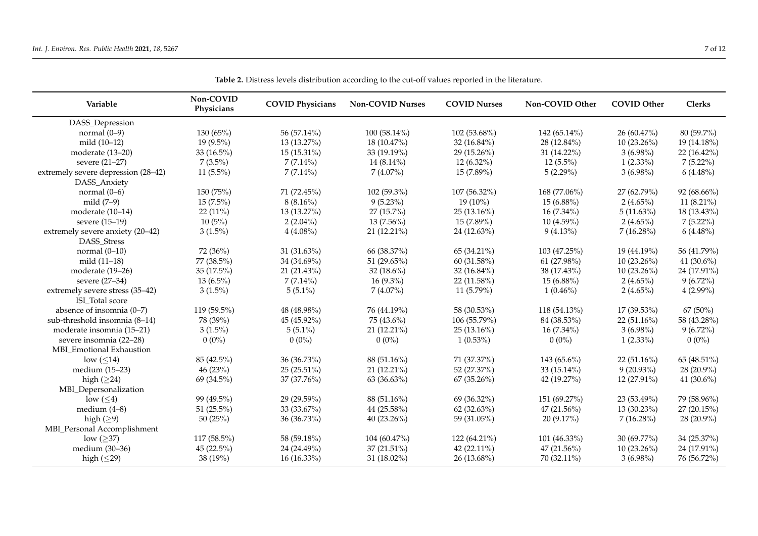**Table 2.** Distress levels distribution according to the cut-off values reported in the literature.

| Variable | Non-COVID Physicians | COVID Physicians | Non-COVID Nurses | COVID Nurses | Non-COVID Other | COVID Other | Clerks |
|---|---|---|---|---|---|---|---|
| DASS_Depression | | | | | | | |
| normal (0–9) | 130 (65%) | 56 (57.14%) | 100 (58.14%) | 102 (53.68%) | 142 (65.14%) | 26 (60.47%) | 80 (59.7%) |
| mild (10–12) | 19 (9.5%) | 13 (13.27%) | 18 (10.47%) | 32 (16.84%) | 28 (12.84%) | 10 (23.26%) | 19 (14.18%) |
| moderate (13–20) | 33 (16.5%) | 15 (15.31%) | 33 (19.19%) | 29 (15.26%) | 31 (14.22%) | 3 (6.98%) | 22 (16.42%) |
| severe (21–27) | 7 (3.5%) | 7 (7.14%) | 14 (8.14%) | 12 (6.32%) | 12 (5.5%) | 1 (2.33%) | 7 (5.22%) |
| extremely severe depression (28–42) | 11 (5.5%) | 7 (7.14%) | 7 (4.07%) | 15 (7.89%) | 5 (2.29%) | 3 (6.98%) | 6 (4.48%) |
| DASS_Anxiety | | | | | | | |
| normal (0–6) | 150 (75%) | 71 (72.45%) | 102 (59.3%) | 107 (56.32%) | 168 (77.06%) | 27 (62.79%) | 92 (68.66%) |
| mild (7–9) | 15 (7.5%) | 8 (8.16%) | 9 (5.23%) | 19 (10%) | 15 (6.88%) | 2 (4.65%) | 11 (8.21%) |
| moderate (10–14) | 22 (11%) | 13 (13.27%) | 27 (15.7%) | 25 (13.16%) | 16 (7.34%) | 5 (11.63%) | 18 (13.43%) |
| severe (15–19) | 10 (5%) | 2 (2.04%) | 13 (7.56%) | 15 (7.89%) | 10 (4.59%) | 2 (4.65%) | 7 (5.22%) |
| extremely severe anxiety (20–42) | 3 (1.5%) | 4 (4.08%) | 21 (12.21%) | 24 (12.63%) | 9 (4.13%) | 7 (16.28%) | 6 (4.48%) |
| DASS_Stress | | | | | | | |
| normal (0–10) | 72 (36%) | 31 (31.63%) | 66 (38.37%) | 65 (34.21%) | 103 (47.25%) | 19 (44.19%) | 56 (41.79%) |
| mild (11–18) | 77 (38.5%) | 34 (34.69%) | 51 (29.65%) | 60 (31.58%) | 61 (27.98%) | 10 (23.26%) | 41 (30.6%) |
| moderate (19–26) | 35 (17.5%) | 21 (21.43%) | 32 (18.6%) | 32 (16.84%) | 38 (17.43%) | 10 (23.26%) | 24 (17.91%) |
| severe (27–34) | 13 (6.5%) | 7 (7.14%) | 16 (9.3%) | 22 (11.58%) | 15 (6.88%) | 2 (4.65%) | 9 (6.72%) |
| extremely severe stress (35–42) | 3 (1.5%) | 5 (5.1%) | 7 (4.07%) | 11 (5.79%) | 1 (0.46%) | 2 (4.65%) | 4 (2.99%) |
| ISI_Total score | | | | | | | |
| absence of insomnia (0–7) | 119 (59.5%) | 48 (48.98%) | 76 (44.19%) | 58 (30.53%) | 118 (54.13%) | 17 (39.53%) | 67 (50%) |
| sub-threshold insomnia (8–14) | 78 (39%) | 45 (45.92%) | 75 (43.6%) | 106 (55.79%) | 84 (38.53%) | 22 (51.16%) | 58 (43.28%) |
| moderate insomnia (15–21) | 3 (1.5%) | 5 (5.1%) | 21 (12.21%) | 25 (13.16%) | 16 (7.34%) | 3 (6.98%) | 9 (6.72%) |
| severe insomnia (22–28) | 0 (0%) | 0 (0%) | 0 (0%) | 1 (0.53%) | 0 (0%) | 1 (2.33%) | 0 (0%) |
| MBI_Emotional Exhaustion | | | | | | | |
| low (≤14) | 85 (42.5%) | 36 (36.73%) | 88 (51.16%) | 71 (37.37%) | 143 (65.6%) | 22 (51.16%) | 65 (48.51%) |
| medium (15–23) | 46 (23%) | 25 (25.51%) | 21 (12.21%) | 52 (27.37%) | 33 (15.14%) | 9 (20.93%) | 28 (20.9%) |
| high (≥24) | 69 (34.5%) | 37 (37.76%) | 63 (36.63%) | 67 (35.26%) | 42 (19.27%) | 12 (27.91%) | 41 (30.6%) |
| MBI_Depersonalization | | | | | | | |
| low (≤4) | 99 (49.5%) | 29 (29.59%) | 88 (51.16%) | 69 (36.32%) | 151 (69.27%) | 23 (53.49%) | 79 (58.96%) |
| medium (4–8) | 51 (25.5%) | 33 (33.67%) | 44 (25.58%) | 62 (32.63%) | 47 (21.56%) | 13 (30.23%) | 27 (20.15%) |
| high (≥9) | 50 (25%) | 36 (36.73%) | 40 (23.26%) | 59 (31.05%) | 20 (9.17%) | 7 (16.28%) | 28 (20.9%) |
| MBI_Personal Accomplishment | | | | | | | |
| low (≥37) | 117 (58.5%) | 58 (59.18%) | 104 (60.47%) | 122 (64.21%) | 101 (46.33%) | 30 (69.77%) | 34 (25.37%) |
| medium (30–36) | 45 (22.5%) | 24 (24.49%) | 37 (21.51%) | 42 (22.11%) | 47 (21.56%) | 10 (23.26%) | 24 (17.91%) |
| high (≤29) | 38 (19%) | 16 (16.33%) | 31 (18.02%) | 26 (13.68%) | 70 (32.11%) | 3 (6.98%) | 76 (56.72%) |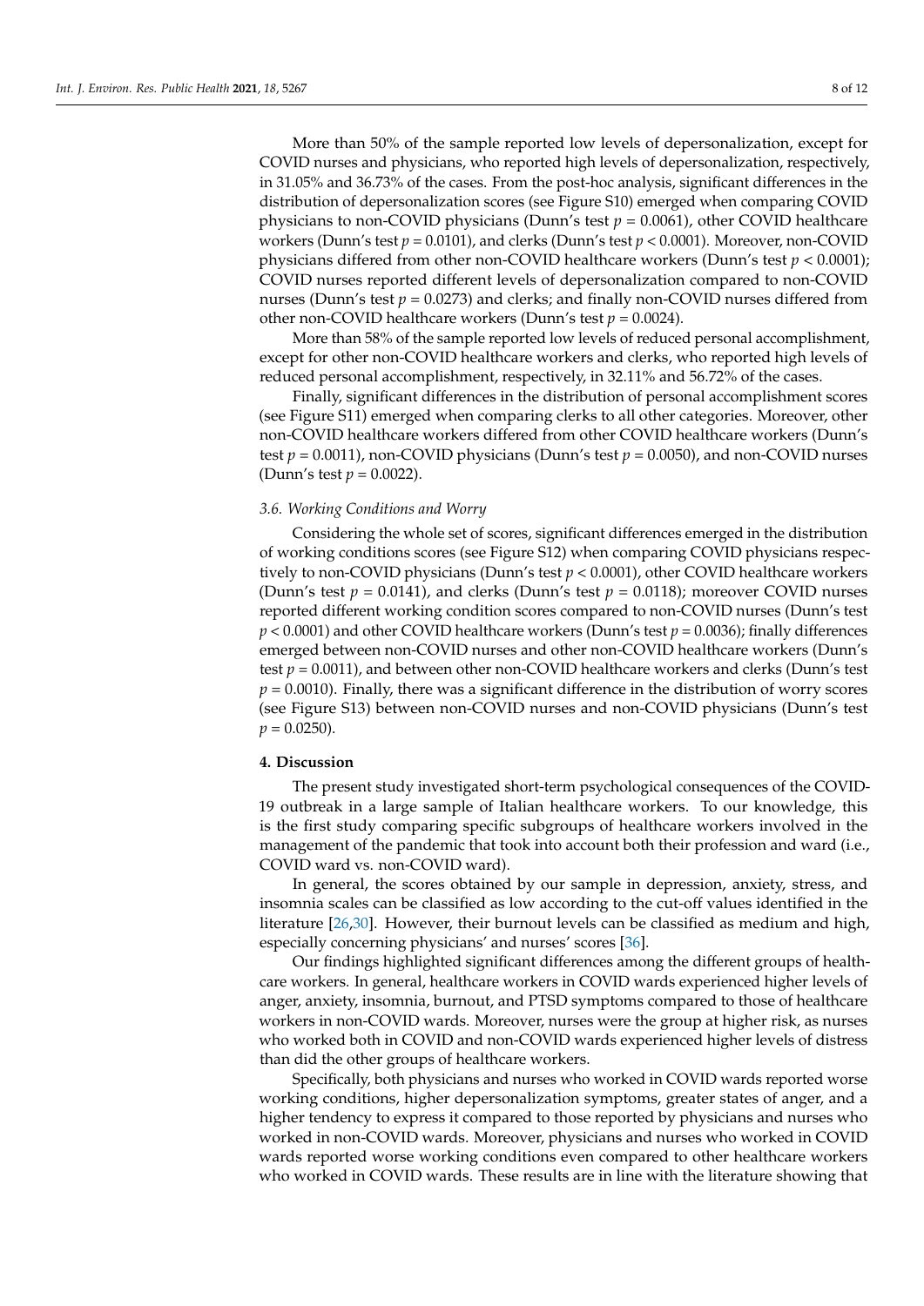More than 50% of the sample reported low levels of depersonalization, except for COVID nurses and physicians, who reported high levels of depersonalization, respectively, in 31.05% and 36.73% of the cases. From the post-hoc analysis, significant differences in the distribution of depersonalization scores (see Figure S10) emerged when comparing COVID physicians to non-COVID physicians (Dunn's test $p = 0.0061$), other COVID healthcare workers (Dunn's test $p = 0.0101$), and clerks (Dunn's test $p < 0.0001$). Moreover, non-COVID physicians differed from other non-COVID healthcare workers (Dunn's test $p < 0.0001$); COVID nurses reported different levels of depersonalization compared to non-COVID nurses (Dunn's test $p = 0.0273$) and clerks; and finally non-COVID nurses differed from other non-COVID healthcare workers (Dunn's test $p = 0.0024$).

More than 58% of the sample reported low levels of reduced personal accomplishment, except for other non-COVID healthcare workers and clerks, who reported high levels of reduced personal accomplishment, respectively, in 32.11% and 56.72% of the cases.

Finally, significant differences in the distribution of personal accomplishment scores (see Figure S11) emerged when comparing clerks to all other categories. Moreover, other non-COVID healthcare workers differed from other COVID healthcare workers (Dunn's test $p = 0.0011$), non-COVID physicians (Dunn's test $p = 0.0050$), and non-COVID nurses (Dunn's test $p = 0.0022$).

### 3.6. Working Conditions and Worry

Considering the whole set of scores, significant differences emerged in the distribution of working conditions scores (see Figure S12) when comparing COVID physicians respectively to non-COVID physicians (Dunn's test $p < 0.0001$), other COVID healthcare workers (Dunn's test $p = 0.0141$), and clerks (Dunn's test $p = 0.0118$); moreover COVID nurses reported different working condition scores compared to non-COVID nurses (Dunn's test $p < 0.0001$) and other COVID healthcare workers (Dunn's test $p = 0.0036$); finally differences emerged between non-COVID nurses and other non-COVID healthcare workers (Dunn's test $p = 0.0011$), and between other non-COVID healthcare workers and clerks (Dunn's test $p = 0.0010$). Finally, there was a significant difference in the distribution of worry scores (see Figure S13) between non-COVID nurses and non-COVID physicians (Dunn's test $p = 0.0250$).

## 4. Discussion

The present study investigated short-term psychological consequences of the COVID-19 outbreak in a large sample of Italian healthcare workers. To our knowledge, this is the first study comparing specific subgroups of healthcare workers involved in the management of the pandemic that took into account both their profession and ward (i.e., COVID ward vs. non-COVID ward).

In general, the scores obtained by our sample in depression, anxiety, stress, and insomnia scales can be classified as low according to the cut-off values identified in the literature [26,30]. However, their burnout levels can be classified as medium and high, especially concerning physicians' and nurses' scores [36].

Our findings highlighted significant differences among the different groups of healthcare workers. In general, healthcare workers in COVID wards experienced higher levels of anger, anxiety, insomnia, burnout, and PTSD symptoms compared to those of healthcare workers in non-COVID wards. Moreover, nurses were the group at higher risk, as nurses who worked both in COVID and non-COVID wards experienced higher levels of distress than did the other groups of healthcare workers.

Specifically, both physicians and nurses who worked in COVID wards reported worse working conditions, higher depersonalization symptoms, greater states of anger, and a higher tendency to express it compared to those reported by physicians and nurses who worked in non-COVID wards. Moreover, physicians and nurses who worked in COVID wards reported worse working conditions even compared to other healthcare workers who worked in COVID wards. These results are in line with the literature showing that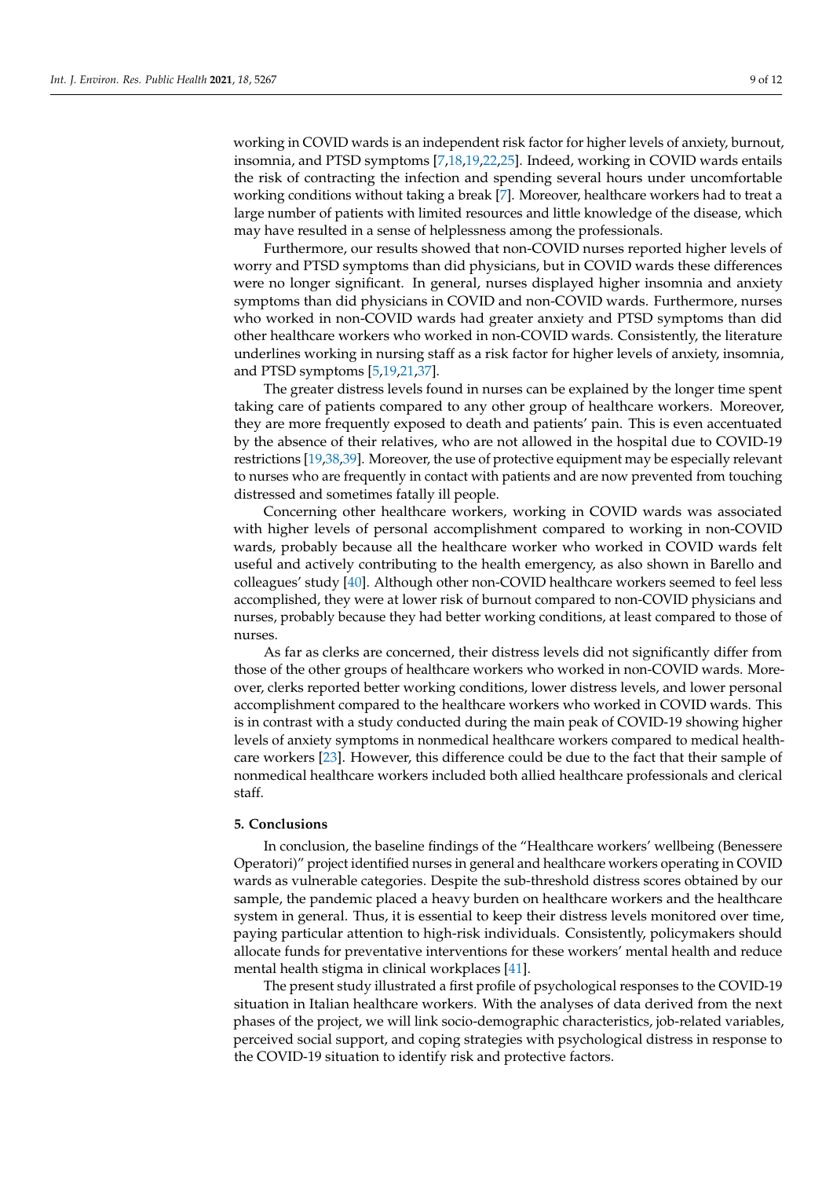working in COVID wards is an independent risk factor for higher levels of anxiety, burnout, insomnia, and PTSD symptoms [7,18,19,22,25]. Indeed, working in COVID wards entails the risk of contracting the infection and spending several hours under uncomfortable working conditions without taking a break [7]. Moreover, healthcare workers had to treat a large number of patients with limited resources and little knowledge of the disease, which may have resulted in a sense of helplessness among the professionals.

Furthermore, our results showed that non-COVID nurses reported higher levels of worry and PTSD symptoms than did physicians, but in COVID wards these differences were no longer significant. In general, nurses displayed higher insomnia and anxiety symptoms than did physicians in COVID and non-COVID wards. Furthermore, nurses who worked in non-COVID wards had greater anxiety and PTSD symptoms than did other healthcare workers who worked in non-COVID wards. Consistently, the literature underlines working in nursing staff as a risk factor for higher levels of anxiety, insomnia, and PTSD symptoms [5,19,21,37].

The greater distress levels found in nurses can be explained by the longer time spent taking care of patients compared to any other group of healthcare workers. Moreover, they are more frequently exposed to death and patients' pain. This is even accentuated by the absence of their relatives, who are not allowed in the hospital due to COVID-19 restrictions [19,38,39]. Moreover, the use of protective equipment may be especially relevant to nurses who are frequently in contact with patients and are now prevented from touching distressed and sometimes fatally ill people.

Concerning other healthcare workers, working in COVID wards was associated with higher levels of personal accomplishment compared to working in non-COVID wards, probably because all the healthcare worker who worked in COVID wards felt useful and actively contributing to the health emergency, as also shown in Barello and colleagues' study [40]. Although other non-COVID healthcare workers seemed to feel less accomplished, they were at lower risk of burnout compared to non-COVID physicians and nurses, probably because they had better working conditions, at least compared to those of nurses.

As far as clerks are concerned, their distress levels did not significantly differ from those of the other groups of healthcare workers who worked in non-COVID wards. Moreover, clerks reported better working conditions, lower distress levels, and lower personal accomplishment compared to the healthcare workers who worked in COVID wards. This is in contrast with a study conducted during the main peak of COVID-19 showing higher levels of anxiety symptoms in nonmedical healthcare workers compared to medical healthcare workers [23]. However, this difference could be due to the fact that their sample of nonmedical healthcare workers included both allied healthcare professionals and clerical staff.

## 5. Conclusions

In conclusion, the baseline findings of the "Healthcare workers' wellbeing (Benessere Operatori)" project identified nurses in general and healthcare workers operating in COVID wards as vulnerable categories. Despite the sub-threshold distress scores obtained by our sample, the pandemic placed a heavy burden on healthcare workers and the healthcare system in general. Thus, it is essential to keep their distress levels monitored over time, paying particular attention to high-risk individuals. Consistently, policymakers should allocate funds for preventative interventions for these workers' mental health and reduce mental health stigma in clinical workplaces [41].

The present study illustrated a first profile of psychological responses to the COVID-19 situation in Italian healthcare workers. With the analyses of data derived from the next phases of the project, we will link socio-demographic characteristics, job-related variables, perceived social support, and coping strategies with psychological distress in response to the COVID-19 situation to identify risk and protective factors.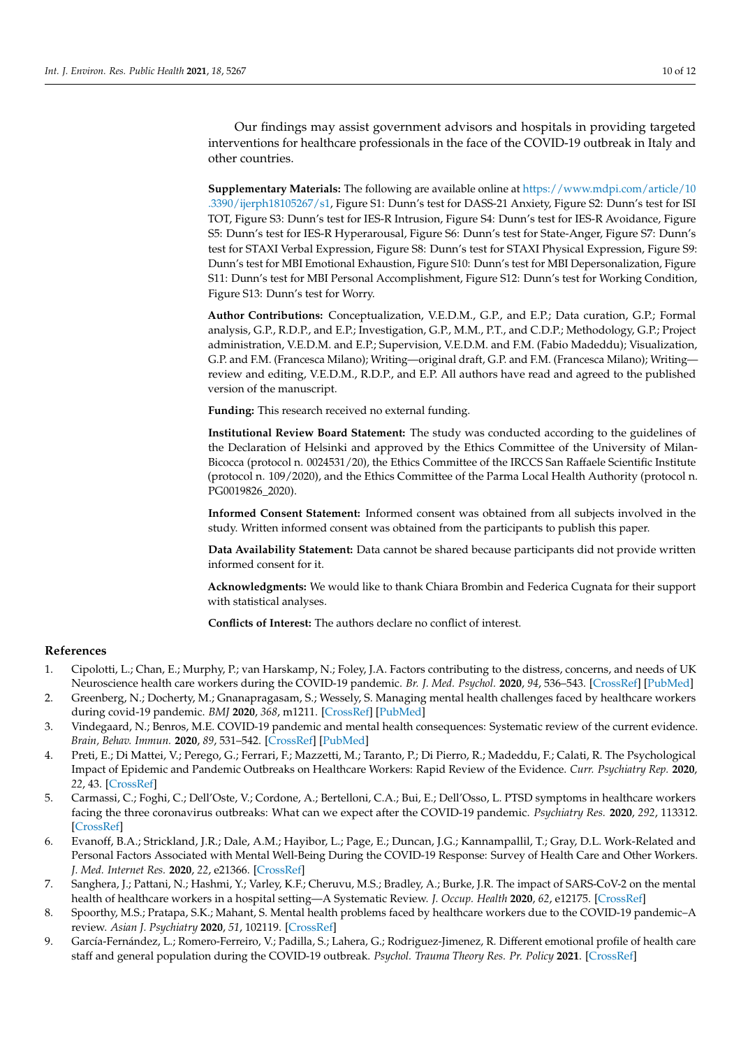Our findings may assist government advisors and hospitals in providing targeted interventions for healthcare professionals in the face of the COVID-19 outbreak in Italy and other countries.

**Supplementary Materials:** The following are available online at https://www.mdpi.com/article/10.3390/ijerph18105267/s1, Figure S1: Dunn's test for DASS-21 Anxiety, Figure S2: Dunn's test for ISI TOT, Figure S3: Dunn's test for IES-R Intrusion, Figure S4: Dunn's test for IES-R Avoidance, Figure S5: Dunn's test for IES-R Hyperarousal, Figure S6: Dunn's test for State-Anger, Figure S7: Dunn's test for STAXI Verbal Expression, Figure S8: Dunn's test for STAXI Physical Expression, Figure S9: Dunn's test for MBI Emotional Exhaustion, Figure S10: Dunn's test for MBI Depersonalization, Figure S11: Dunn's test for MBI Personal Accomplishment, Figure S12: Dunn's test for Working Condition, Figure S13: Dunn's test for Worry.

**Author Contributions:** Conceptualization, V.E.D.M., G.P., and E.P.; Data curation, G.P.; Formal analysis, G.P., R.D.P., and E.P.; Investigation, G.P., M.M., P.T., and C.D.P.; Methodology, G.P.; Project administration, V.E.D.M. and E.P.; Supervision, V.E.D.M. and F.M. (Fabio Madeddu); Visualization, G.P. and F.M. (Francesca Milano); Writing—original draft, G.P. and F.M. (Francesca Milano); Writing—review and editing, V.E.D.M., R.D.P., and E.P. All authors have read and agreed to the published version of the manuscript.

**Funding:** This research received no external funding.

**Institutional Review Board Statement:** The study was conducted according to the guidelines of the Declaration of Helsinki and approved by the Ethics Committee of the University of Milan-Bicocca (protocol n. 0024531/20), the Ethics Committee of the IRCCS San Raffaele Scientific Institute (protocol n. 109/2020), and the Ethics Committee of the Parma Local Health Authority (protocol n. PG0019826_2020).

**Informed Consent Statement:** Informed consent was obtained from all subjects involved in the study. Written informed consent was obtained from the participants to publish this paper.

**Data Availability Statement:** Data cannot be shared because participants did not provide written informed consent for it.

**Acknowledgments:** We would like to thank Chiara Brombin and Federica Cugnata for their support with statistical analyses.

**Conflicts of Interest:** The authors declare no conflict of interest.

## References

1. Cipolotti, L.; Chan, E.; Murphy, P.; van Harskamp, N.; Foley, J.A. Factors contributing to the distress, concerns, and needs of UK Neuroscience health care workers during the COVID-19 pandemic. *Br. J. Med. Psychol.* **2020**, *94*, 536–543. [CrossRef] [PubMed]
2. Greenberg, N.; Docherty, M.; Gnanapragasam, S.; Wessely, S. Managing mental health challenges faced by healthcare workers during covid-19 pandemic. *BMJ* **2020**, *368*, m1211. [CrossRef] [PubMed]
3. Vindegaard, N.; Benros, M.E. COVID-19 pandemic and mental health consequences: Systematic review of the current evidence. *Brain, Behav. Immun.* **2020**, *89*, 531–542. [CrossRef] [PubMed]
4. Preti, E.; Di Mattei, V.; Perego, G.; Ferrari, F.; Mazzetti, M.; Taranto, P.; Di Pierro, R.; Madeddu, F.; Calati, R. The Psychological Impact of Epidemic and Pandemic Outbreaks on Healthcare Workers: Rapid Review of the Evidence. *Curr. Psychiatry Rep.* **2020**, *22*, 43. [CrossRef]
5. Carmassi, C.; Foghi, C.; Dell'Oste, V.; Cordone, A.; Bertelloni, C.A.; Bui, E.; Dell'Osso, L. PTSD symptoms in healthcare workers facing the three coronavirus outbreaks: What can we expect after the COVID-19 pandemic. *Psychiatry Res.* **2020**, *292*, 113312. [CrossRef]
6. Evanoff, B.A.; Strickland, J.R.; Dale, A.M.; Hayibor, L.; Page, E.; Duncan, J.G.; Kannampallil, T.; Gray, D.L. Work-Related and Personal Factors Associated with Mental Well-Being During the COVID-19 Response: Survey of Health Care and Other Workers. *J. Med. Internet Res.* **2020**, *22*, e21366. [CrossRef]
7. Sanghera, J.; Pattani, N.; Hashmi, Y.; Varley, K.F.; Cheruvu, M.S.; Bradley, A.; Burke, J.R. The impact of SARS-CoV-2 on the mental health of healthcare workers in a hospital setting—A Systematic Review. *J. Occup. Health* **2020**, *62*, e12175. [CrossRef]
8. Spoorthy, M.S.; Pratapa, S.K.; Mahant, S. Mental health problems faced by healthcare workers due to the COVID-19 pandemic–A review. *Asian J. Psychiatry* **2020**, *51*, 102119. [CrossRef]
9. García-Fernández, L.; Romero-Ferreiro, V.; Padilla, S.; Lahera, G.; Rodriguez-Jimenez, R. Different emotional profile of health care staff and general population during the COVID-19 outbreak. *Psychol. Trauma Theory Res. Pr. Policy* **2021**. [CrossRef]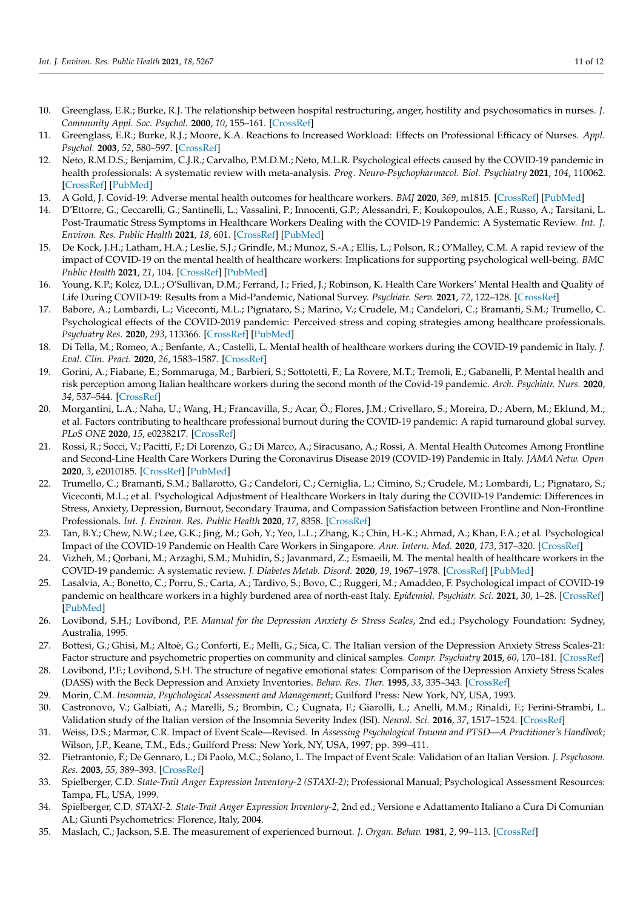10. Greenglass, E.R.; Burke, R.J. The relationship between hospital restructuring, anger, hostility and psychosomatics in nurses. *J. Community Appl. Soc. Psychol.* **2000**, *10*, 155–161. [CrossRef]
11. Greenglass, E.R.; Burke, R.J.; Moore, K.A. Reactions to Increased Workload: Effects on Professional Efficacy of Nurses. *Appl. Psychol.* **2003**, *52*, 580–597. [CrossRef]
12. Neto, R.M.D.S.; Benjamim, C.J.R.; Carvalho, P.M.D.M.; Neto, M.L.R. Psychological effects caused by the COVID-19 pandemic in health professionals: A systematic review with meta-analysis. *Prog. Neuro-Psychopharmacol. Biol. Psychiatry* **2021**, *104*, 110062. [CrossRef] [PubMed]
13. A Gold, J. Covid-19: Adverse mental health outcomes for healthcare workers. *BMJ* **2020**, *369*, m1815. [CrossRef] [PubMed]
14. D'Ettorre, G.; Ceccarelli, G.; Santinelli, L.; Vassalini, P.; Innocenti, G.P.; Alessandri, F.; Koukopoulos, A.E.; Russo, A.; Tarsitani, L. Post-Traumatic Stress Symptoms in Healthcare Workers Dealing with the COVID-19 Pandemic: A Systematic Review. *Int. J. Environ. Res. Public Health* **2021**, *18*, 601. [CrossRef] [PubMed]
15. De Kock, J.H.; Latham, H.A.; Leslie, S.J.; Grindle, M.; Munoz, S.-A.; Ellis, L.; Polson, R.; O'Malley, C.M. A rapid review of the impact of COVID-19 on the mental health of healthcare workers: Implications for supporting psychological well-being. *BMC Public Health* **2021**, *21*, 104. [CrossRef] [PubMed]
16. Young, K.P.; Kolcz, D.L.; O'Sullivan, D.M.; Ferrand, J.; Fried, J.; Robinson, K. Health Care Workers' Mental Health and Quality of Life During COVID-19: Results from a Mid-Pandemic, National Survey. *Psychiatr. Serv.* **2021**, *72*, 122–128. [CrossRef]
17. Babore, A.; Lombardi, L.; Viceconti, M.L.; Pignataro, S.; Marino, V.; Crudele, M.; Candelori, C.; Bramanti, S.M.; Trumello, C. Psychological effects of the COVID-2019 pandemic: Perceived stress and coping strategies among healthcare professionals. *Psychiatry Res.* **2020**, *293*, 113366. [CrossRef] [PubMed]
18. Di Tella, M.; Romeo, A.; Benfante, A.; Castelli, L. Mental health of healthcare workers during the COVID-19 pandemic in Italy. *J. Eval. Clin. Pract.* **2020**, *26*, 1583–1587. [CrossRef]
19. Gorini, A.; Fiabane, E.; Sommaruga, M.; Barbieri, S.; Sottotetti, F.; La Rovere, M.T.; Tremoli, E.; Gabanelli, P. Mental health and risk perception among Italian healthcare workers during the second month of the Covid-19 pandemic. *Arch. Psychiatr. Nurs.* **2020**, *34*, 537–544. [CrossRef]
20. Morgantini, L.A.; Naha, U.; Wang, H.; Francavilla, S.; Acar, Ö.; Flores, J.M.; Crivellaro, S.; Moreira, D.; Abern, M.; Eklund, M.; et al. Factors contributing to healthcare professional burnout during the COVID-19 pandemic: A rapid turnaround global survey. *PLoS ONE* **2020**, *15*, e0238217. [CrossRef]
21. Rossi, R.; Socci, V.; Pacitti, F.; Di Lorenzo, G.; Di Marco, A.; Siracusano, A.; Rossi, A. Mental Health Outcomes Among Frontline and Second-Line Health Care Workers During the Coronavirus Disease 2019 (COVID-19) Pandemic in Italy. *JAMA Netw. Open* **2020**, *3*, e2010185. [CrossRef] [PubMed]
22. Trumello, C.; Bramanti, S.M.; Ballarotto, G.; Candelori, C.; Cerniglia, L.; Cimino, S.; Crudele, M.; Lombardi, L.; Pignataro, S.; Viceconti, M.L.; et al. Psychological Adjustment of Healthcare Workers in Italy during the COVID-19 Pandemic: Differences in Stress, Anxiety, Depression, Burnout, Secondary Trauma, and Compassion Satisfaction between Frontline and Non-Frontline Professionals. *Int. J. Environ. Res. Public Health* **2020**, *17*, 8358. [CrossRef]
23. Tan, B.Y.; Chew, N.W.; Lee, G.K.; Jing, M.; Goh, Y.; Yeo, L.L.; Zhang, K.; Chin, H.-K.; Ahmad, A.; Khan, F.A.; et al. Psychological Impact of the COVID-19 Pandemic on Health Care Workers in Singapore. *Ann. Intern. Med.* **2020**, *173*, 317–320. [CrossRef]
24. Vizheh, M.; Qorbani, M.; Arzaghi, S.M.; Muhidin, S.; Javanmard, Z.; Esmaeili, M. The mental health of healthcare workers in the COVID-19 pandemic: A systematic review. *J. Diabetes Metab. Disord.* **2020**, *19*, 1967–1978. [CrossRef] [PubMed]
25. Lasalvia, A.; Bonetto, C.; Porru, S.; Carta, A.; Tardivo, S.; Bovo, C.; Ruggeri, M.; Amaddeo, F. Psychological impact of COVID-19 pandemic on healthcare workers in a highly burdened area of north-east Italy. *Epidemiol. Psychiatr. Sci.* **2021**, *30*, 1–28. [CrossRef] [PubMed]
26. Lovibond, S.H.; Lovibond, P.F. *Manual for the Depression Anxiety & Stress Scales*, 2nd ed.; Psychology Foundation: Sydney, Australia, 1995.
27. Bottesi, G.; Ghisi, M.; Altoè, G.; Conforti, E.; Melli, G.; Sica, C. The Italian version of the Depression Anxiety Stress Scales-21: Factor structure and psychometric properties on community and clinical samples. *Compr. Psychiatry* **2015**, *60*, 170–181. [CrossRef]
28. Lovibond, P.F.; Lovibond, S.H. The structure of negative emotional states: Comparison of the Depression Anxiety Stress Scales (DASS) with the Beck Depression and Anxiety Inventories. *Behav. Res. Ther.* **1995**, *33*, 335–343. [CrossRef]
29. Morin, C.M. *Insomnia, Psychological Assessment and Management*; Guilford Press: New York, NY, USA, 1993.
30. Castronovo, V.; Galbiati, A.; Marelli, S.; Brombin, C.; Cugnata, F.; Giarolli, L.; Anelli, M.M.; Rinaldi, F.; Ferini-Strambi, L. Validation study of the Italian version of the Insomnia Severity Index (ISI). *Neurol. Sci.* **2016**, *37*, 1517–1524. [CrossRef]
31. Weiss, D.S.; Marmar, C.R. Impact of Event Scale—Revised. In *Assessing Psychological Trauma and PTSD—A Practitioner's Handbook*; Wilson, J.P., Keane, T.M., Eds.; Guilford Press: New York, NY, USA, 1997; pp. 399–411.
32. Pietrantonio, F.; De Gennaro, L.; Di Paolo, M.C.; Solano, L. The Impact of Event Scale: Validation of an Italian Version. *J. Psychosom. Res.* **2003**, *55*, 389–393. [CrossRef]
33. Spielberger, C.D. *State-Trait Anger Expression Inventory-2 (STAXI-2)*; Professional Manual; Psychological Assessment Resources: Tampa, FL, USA, 1999.
34. Spielberger, C.D. *STAXI-2. State-Trait Anger Expression Inventory-2*, 2nd ed.; Versione e Adattamento Italiano a Cura Di Comunian AL; Giunti Psychometrics: Florence, Italy, 2004.
35. Maslach, C.; Jackson, S.E. The measurement of experienced burnout. *J. Organ. Behav.* **1981**, *2*, 99–113. [CrossRef]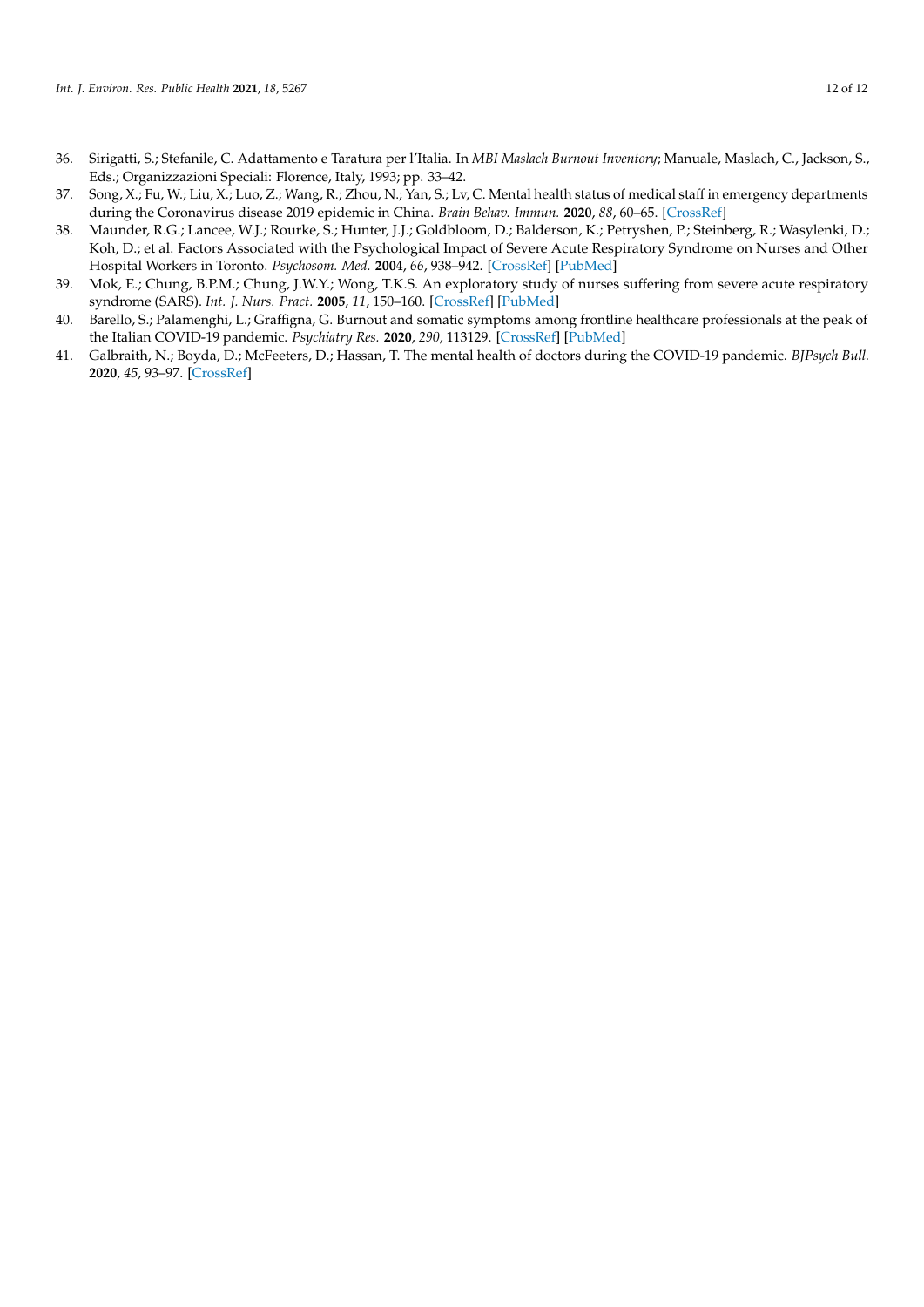36. Sirigatti, S.; Stefanile, C. Adattamento e Taratura per l'Italia. In *MBI Maslach Burnout Inventory*; Manuale, Maslach, C., Jackson, S., Eds.; Organizzazioni Speciali: Florence, Italy, 1993; pp. 33–42.
37. Song, X.; Fu, W.; Liu, X.; Luo, Z.; Wang, R.; Zhou, N.; Yan, S.; Lv, C. Mental health status of medical staff in emergency departments during the Coronavirus disease 2019 epidemic in China. *Brain Behav. Immun.* **2020**, *88*, 60–65. [CrossRef]
38. Maunder, R.G.; Lancee, W.J.; Rourke, S.; Hunter, J.J.; Goldbloom, D.; Balderson, K.; Petryshen, P.; Steinberg, R.; Wasylenki, D.; Koh, D.; et al. Factors Associated with the Psychological Impact of Severe Acute Respiratory Syndrome on Nurses and Other Hospital Workers in Toronto. *Psychosom. Med.* **2004**, *66*, 938–942. [CrossRef] [PubMed]
39. Mok, E.; Chung, B.P.M.; Chung, J.W.Y.; Wong, T.K.S. An exploratory study of nurses suffering from severe acute respiratory syndrome (SARS). *Int. J. Nurs. Pract.* **2005**, *11*, 150–160. [CrossRef] [PubMed]
40. Barello, S.; Palamenghi, L.; Graffigna, G. Burnout and somatic symptoms among frontline healthcare professionals at the peak of the Italian COVID-19 pandemic. *Psychiatry Res.* **2020**, *290*, 113129. [CrossRef] [PubMed]
41. Galbraith, N.; Boyda, D.; McFeeters, D.; Hassan, T. The mental health of doctors during the COVID-19 pandemic. *BJPsych Bull.* **2020**, *45*, 93–97. [CrossRef]